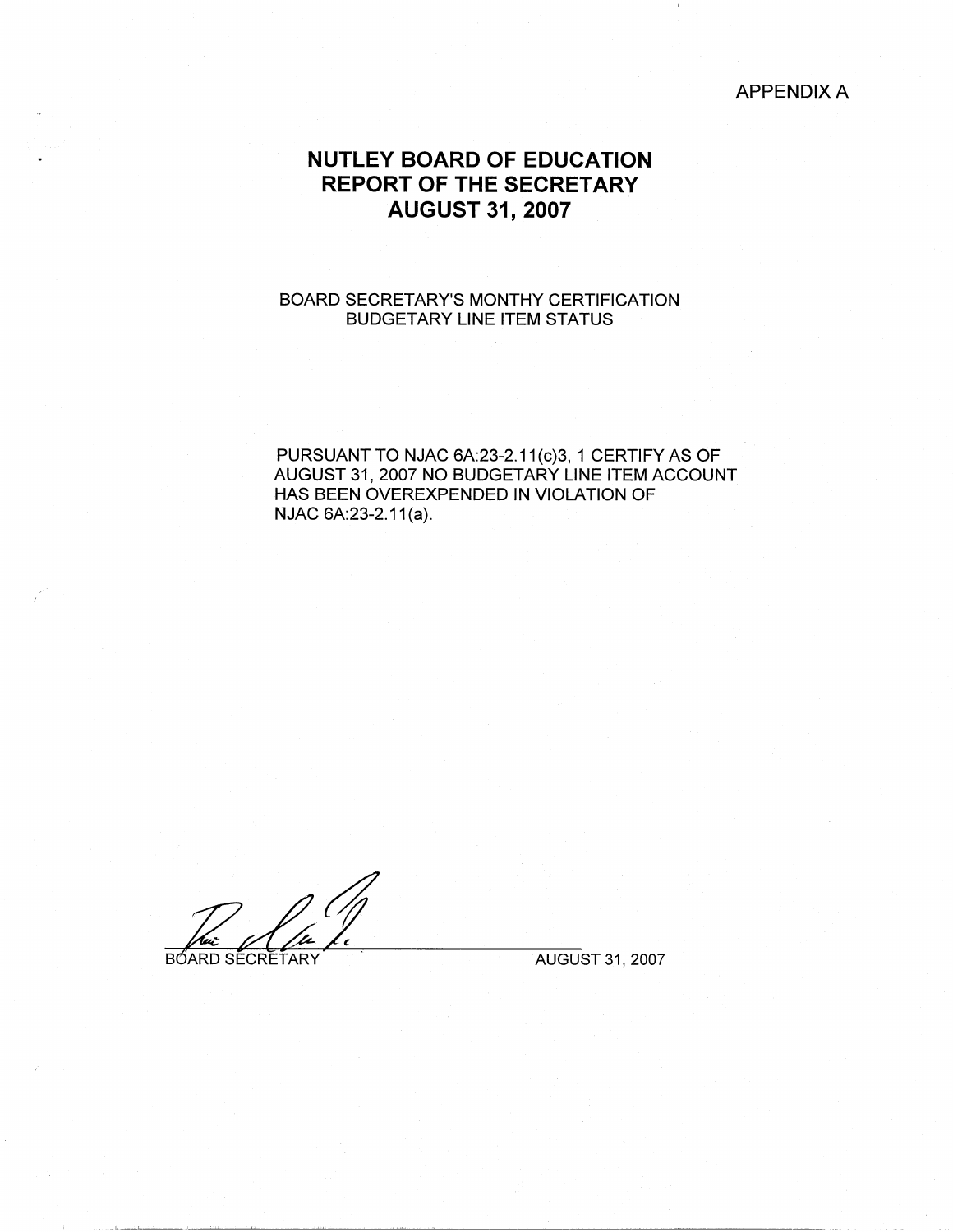APPENDIX A

# NUTLEY BOARD OF EDUCATION
# REPORT OF THE SECRETARY
# AUGUST 31, 2007

BOARD SECRETARY'S MONTHY CERTIFICATION
BUDGETARY LINE ITEM STATUS

PURSUANT TO NJAC 6A:23-2.11(c)3, 1 CERTIFY AS OF AUGUST 31, 2007 NO BUDGETARY LINE ITEM ACCOUNT HAS BEEN OVEREXPENDED IN VIOLATION OF NJAC 6A:23-2.11(a).

BOARD SECRETARY    AUGUST 31, 2007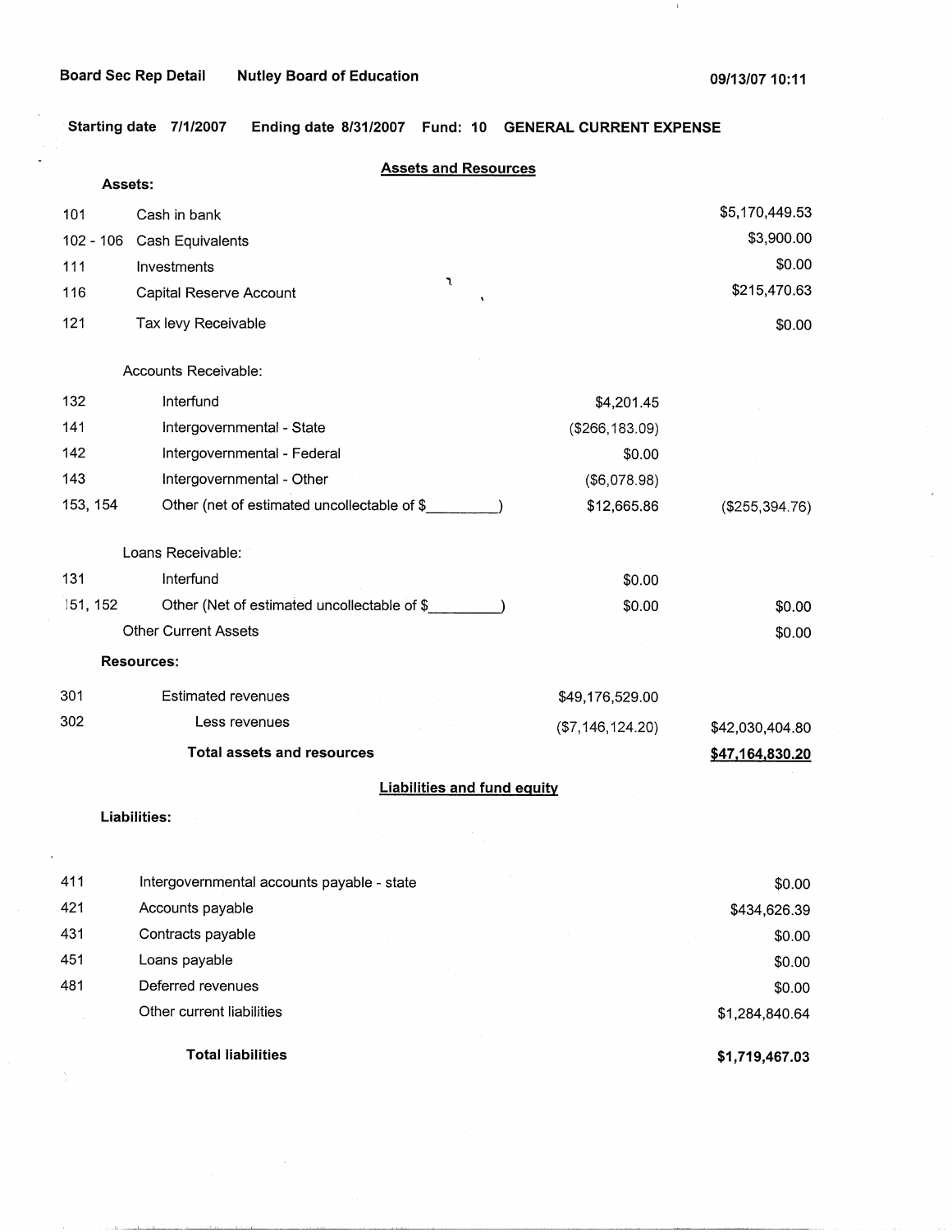Board Sec Rep Detail    Nutley Board of Education    09/13/07 10:11

Starting date 7/1/2007    Ending date 8/31/2007    Fund: 10    GENERAL CURRENT EXPENSE

## Assets and Resources

**Assets:**

| Code | Description | | Amount |
|---|---|---|---|
| 101 | Cash in bank | | $5,170,449.53 |
| 102 - 106 | Cash Equivalents | | $3,900.00 |
| 111 | Investments | | $0.00 |
| 116 | Capital Reserve Account | | $215,470.63 |
| 121 | Tax levy Receivable | | $0.00 |
| | Accounts Receivable: | | |
| 132 | Interfund | $4,201.45 | |
| 141 | Intergovernmental - State | ($266,183.09) | |
| 142 | Intergovernmental - Federal | $0.00 | |
| 143 | Intergovernmental - Other | ($6,078.98) | |
| 153, 154 | Other (net of estimated uncollectable of $_________) | $12,665.86 | ($255,394.76) |
| | Loans Receivable: | | |
| 131 | Interfund | $0.00 | |
| 151, 152 | Other (Net of estimated uncollectable of $_________) | $0.00 | $0.00 |
| | Other Current Assets | | $0.00 |
| | **Resources:** | | |
| 301 | Estimated revenues | $49,176,529.00 | |
| 302 | Less revenues | ($7,146,124.20) | $42,030,404.80 |
| | **Total assets and resources** | | **$47,164,830.20** |

## Liabilities and fund equity

**Liabilities:**

| Code | Description | Amount |
|---|---|---|
| 411 | Intergovernmental accounts payable - state | $0.00 |
| 421 | Accounts payable | $434,626.39 |
| 431 | Contracts payable | $0.00 |
| 451 | Loans payable | $0.00 |
| 481 | Deferred revenues | $0.00 |
| | Other current liabilities | $1,284,840.64 |
| | **Total liabilities** | **$1,719,467.03** |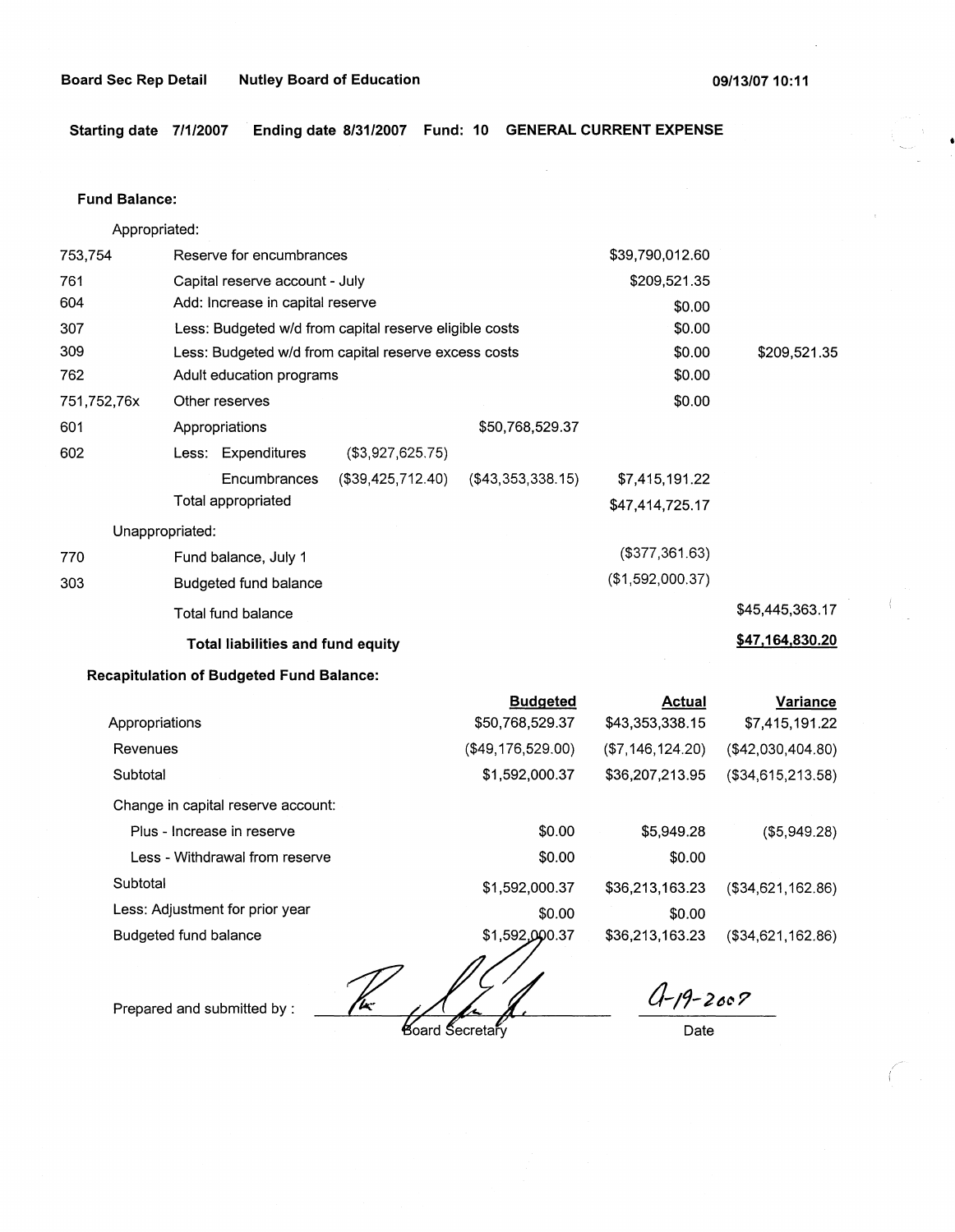Board Sec Rep Detail Nutley Board of Education 09/13/07 10:11

**Starting date 7/1/2007 Ending date 8/31/2007 Fund: 10 GENERAL CURRENT EXPENSE**

**Fund Balance:**

Appropriated:

| | | | | | |
|---|---|---|---|---|---|
| 753,754 | Reserve for encumbrances | | | $39,790,012.60 | |
| 761 | Capital reserve account - July | | | $209,521.35 | |
| 604 | Add: Increase in capital reserve | | | $0.00 | |
| 307 | Less: Budgeted w/d from capital reserve eligible costs | | | $0.00 | |
| 309 | Less: Budgeted w/d from capital reserve excess costs | | | $0.00 | $209,521.35 |
| 762 | Adult education programs | | | $0.00 | |
| 751,752,76x | Other reserves | | | $0.00 | |
| 601 | Appropriations | | $50,768,529.37 | | |
| 602 | Less: Expenditures | ($3,927,625.75) | | | |
| | Encumbrances | ($39,425,712.40) | ($43,353,338.15) | $7,415,191.22 | |
| | Total appropriated | | | $47,414,725.17 | |

Unappropriated:

| | | | |
|---|---|---|---|
| 770 | Fund balance, July 1 | ($377,361.63) | |
| 303 | Budgeted fund balance | ($1,592,000.37) | |
| | Total fund balance | | $45,445,363.17 |
| | **Total liabilities and fund equity** | | **$47,164,830.20** |

**Recapitulation of Budgeted Fund Balance:**

| | Budgeted | Actual | Variance |
|---|---|---|---|
| Appropriations | $50,768,529.37 | $43,353,338.15 | $7,415,191.22 |
| Revenues | ($49,176,529.00) | ($7,146,124.20) | ($42,030,404.80) |
| Subtotal | $1,592,000.37 | $36,207,213.95 | ($34,615,213.58) |
| Change in capital reserve account: | | | |
| Plus - Increase in reserve | $0.00 | $5,949.28 | ($5,949.28) |
| Less - Withdrawal from reserve | $0.00 | $0.00 | |
| Subtotal | $1,592,000.37 | $36,213,163.23 | ($34,621,162.86) |
| Less: Adjustment for prior year | $0.00 | $0.00 | |
| Budgeted fund balance | $1,592,000.37 | $36,213,163.23 | ($34,621,162.86) |

Prepared and submitted by : _______________ Board Secretary

9-19-2007

Date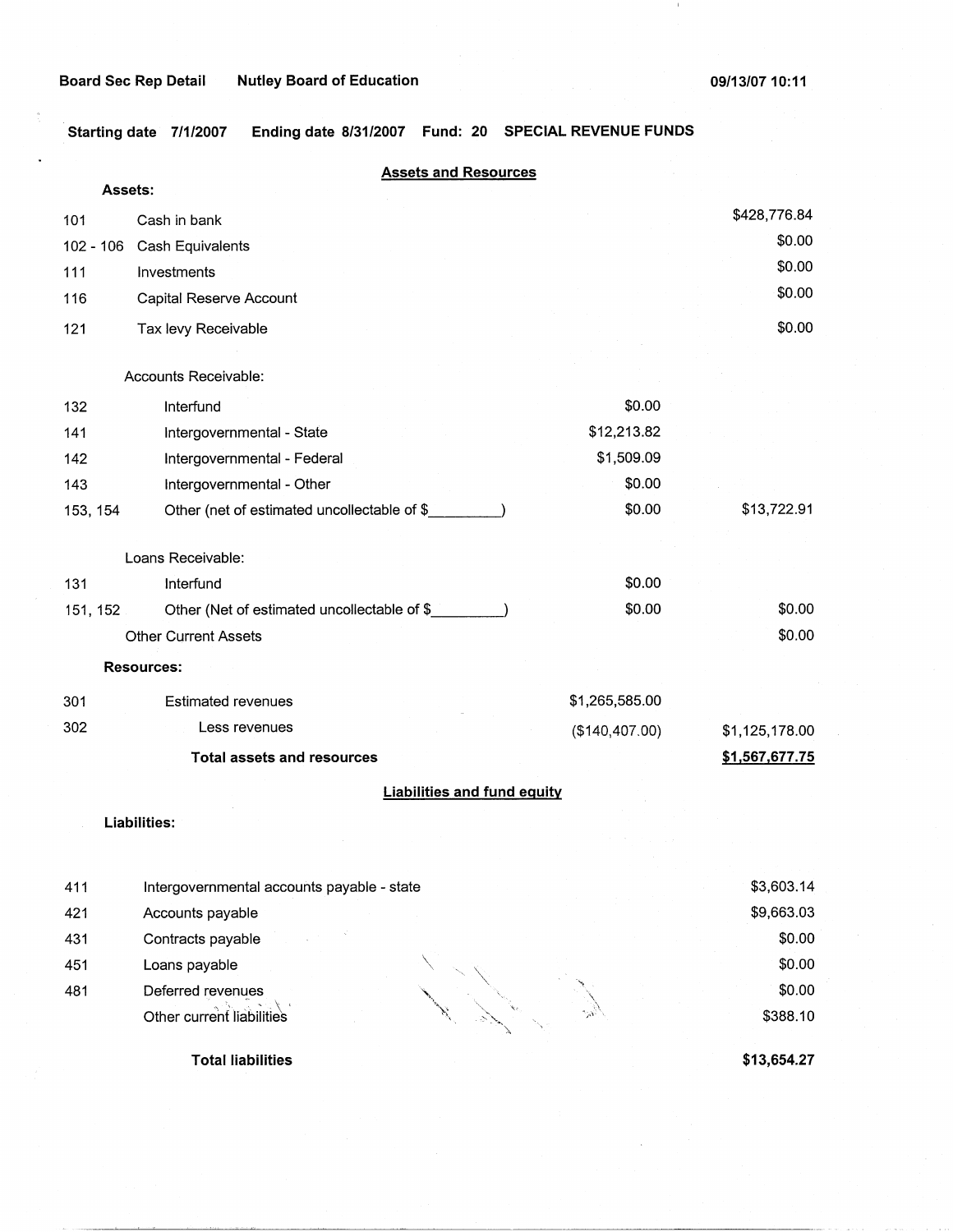**Board Sec Rep Detail** **Nutley Board of Education** **09/13/07 10:11**

**Starting date 7/1/2007** **Ending date 8/31/2007** **Fund: 20** **SPECIAL REVENUE FUNDS**

## Assets and Resources

**Assets:**

| Code | Description | | Amount |
|---|---|---|---|
| 101 | Cash in bank | | $428,776.84 |
| 102 - 106 | Cash Equivalents | | $0.00 |
| 111 | Investments | | $0.00 |
| 116 | Capital Reserve Account | | $0.00 |
| 121 | Tax levy Receivable | | $0.00 |
| | Accounts Receivable: | | |
| 132 | Interfund | $0.00 | |
| 141 | Intergovernmental - State | $12,213.82 | |
| 142 | Intergovernmental - Federal | $1,509.09 | |
| 143 | Intergovernmental - Other | $0.00 | |
| 153, 154 | Other (net of estimated uncollectable of $\_\_\_\_\_\_\_\_\_) | $0.00 | $13,722.91 |
| | Loans Receivable: | | |
| 131 | Interfund | $0.00 | |
| 151, 152 | Other (Net of estimated uncollectable of $\_\_\_\_\_\_\_\_\_) | $0.00 | $0.00 |
| | Other Current Assets | | $0.00 |

**Resources:**

| Code | Description | | Amount |
|---|---|---|---|
| 301 | Estimated revenues | $1,265,585.00 | |
| 302 | Less revenues | ($140,407.00) | $1,125,178.00 |
| | **Total assets and resources** | | **$1,567,677.75** |

## Liabilities and fund equity

**Liabilities:**

| Code | Description | Amount |
|---|---|---|
| 411 | Intergovernmental accounts payable - state | $3,603.14 |
| 421 | Accounts payable | $9,663.03 |
| 431 | Contracts payable | $0.00 |
| 451 | Loans payable | $0.00 |
| 481 | Deferred revenues | $0.00 |
| | Other current liabilities | $388.10 |
| | **Total liabilities** | **$13,654.27** |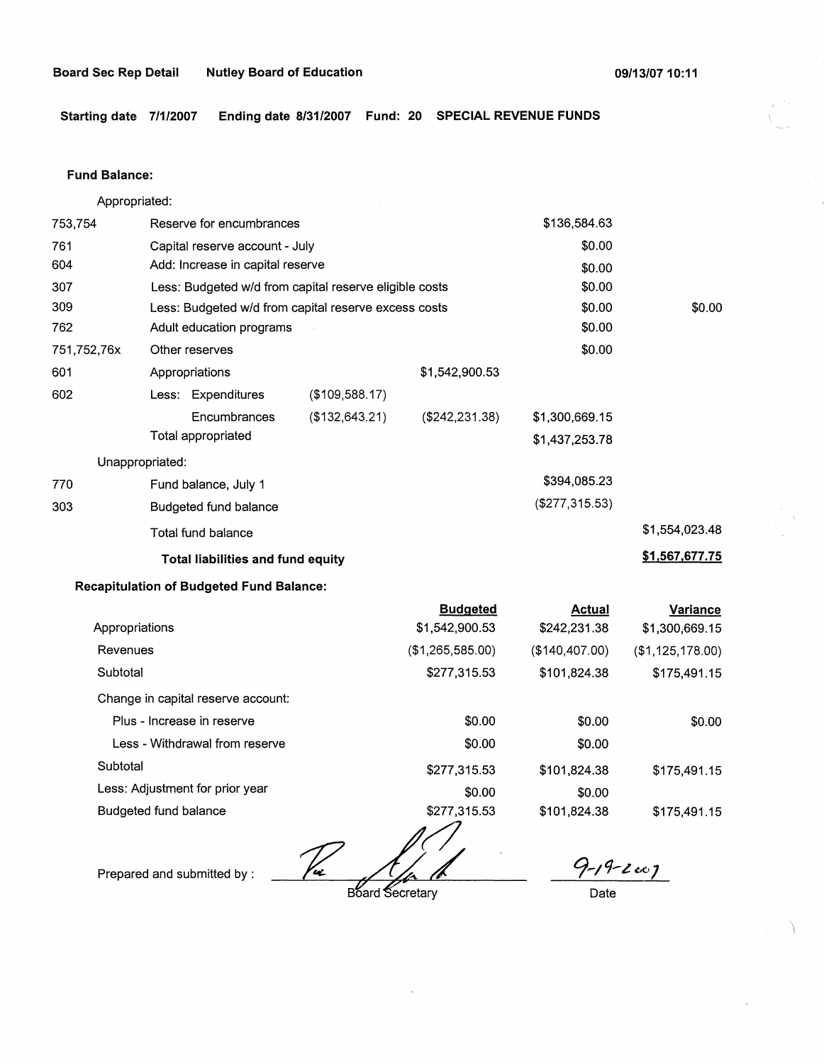**Board Sec Rep Detail** **Nutley Board of Education** **09/13/07 10:11**

**Starting date 7/1/2007 Ending date 8/31/2007 Fund: 20 SPECIAL REVENUE FUNDS**

**Fund Balance:**

| | | | | | |
|---|---|---|---|---|---|
| | Appropriated: | | | | |
| 753,754 | Reserve for encumbrances | | | $136,584.63 | |
| 761 | Capital reserve account - July | | | $0.00 | |
| 604 | Add: Increase in capital reserve | | | $0.00 | |
| 307 | Less: Budgeted w/d from capital reserve eligible costs | | | $0.00 | |
| 309 | Less: Budgeted w/d from capital reserve excess costs | | | $0.00 | $0.00 |
| 762 | Adult education programs | | | $0.00 | |
| 751,752,76x | Other reserves | | | $0.00 | |
| 601 | Appropriations | | $1,542,900.53 | | |
| 602 | Less: Expenditures | ($109,588.17) | | | |
| | Encumbrances | ($132,643.21) | ($242,231.38) | $1,300,669.15 | |
| | Total appropriated | | | $1,437,253.78 | |
| | Unappropriated: | | | | |
| 770 | Fund balance, July 1 | | | $394,085.23 | |
| 303 | Budgeted fund balance | | | ($277,315.53) | |
| | Total fund balance | | | | $1,554,023.48 |
| | **Total liabilities and fund equity** | | | | **$1,567,677.75** |

**Recapitulation of Budgeted Fund Balance:**

| | Budgeted | Actual | Variance |
|---|---|---|---|
| Appropriations | $1,542,900.53 | $242,231.38 | $1,300,669.15 |
| Revenues | ($1,265,585.00) | ($140,407.00) | ($1,125,178.00) |
| Subtotal | $277,315.53 | $101,824.38 | $175,491.15 |
| Change in capital reserve account: | | | |
| Plus - Increase in reserve | $0.00 | $0.00 | $0.00 |
| Less - Withdrawal from reserve | $0.00 | $0.00 | |
| Subtotal | $277,315.53 | $101,824.38 | $175,491.15 |
| Less: Adjustment for prior year | $0.00 | $0.00 | |
| Budgeted fund balance | $277,315.53 | $101,824.38 | $175,491.15 |

Prepared and submitted by : ______________________ Board Secretary

9-19-2007
Date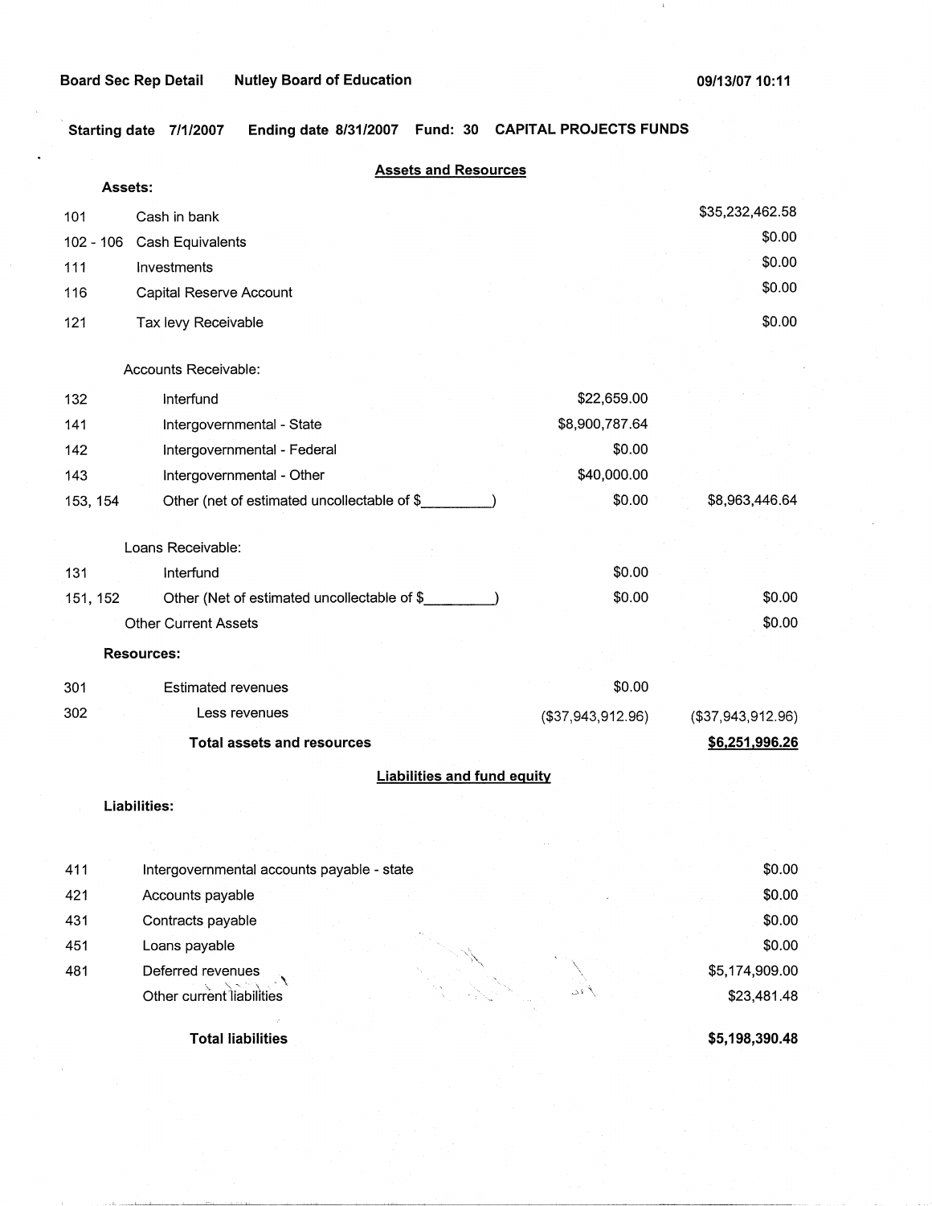Board Sec Rep Detail    Nutley Board of Education    09/13/07 10:11

**Starting date 7/1/2007    Ending date 8/31/2007    Fund: 30    CAPITAL PROJECTS FUNDS**

## Assets and Resources

**Assets:**

| Code | Description | | Amount |
|---|---|---|---|
| 101 | Cash in bank | | $35,232,462.58 |
| 102 - 106 | Cash Equivalents | | $0.00 |
| 111 | Investments | | $0.00 |
| 116 | Capital Reserve Account | | $0.00 |
| 121 | Tax levy Receivable | | $0.00 |
| | Accounts Receivable: | | |
| 132 | Interfund | $22,659.00 | |
| 141 | Intergovernmental - State | $8,900,787.64 | |
| 142 | Intergovernmental - Federal | $0.00 | |
| 143 | Intergovernmental - Other | $40,000.00 | |
| 153, 154 | Other (net of estimated uncollectable of $_________) | $0.00 | $8,963,446.64 |
| | Loans Receivable: | | |
| 131 | Interfund | $0.00 | |
| 151, 152 | Other (Net of estimated uncollectable of $_________) | $0.00 | $0.00 |
| | Other Current Assets | | $0.00 |
| | **Resources:** | | |
| 301 | Estimated revenues | $0.00 | |
| 302 | Less revenues | ($37,943,912.96) | ($37,943,912.96) |
| | **Total assets and resources** | | **$6,251,996.26** |

## Liabilities and fund equity

**Liabilities:**

| Code | Description | Amount |
|---|---|---|
| 411 | Intergovernmental accounts payable - state | $0.00 |
| 421 | Accounts payable | $0.00 |
| 431 | Contracts payable | $0.00 |
| 451 | Loans payable | $0.00 |
| 481 | Deferred revenues | $5,174,909.00 |
| | Other current liabilities | $23,481.48 |
| | **Total liabilities** | **$5,198,390.48** |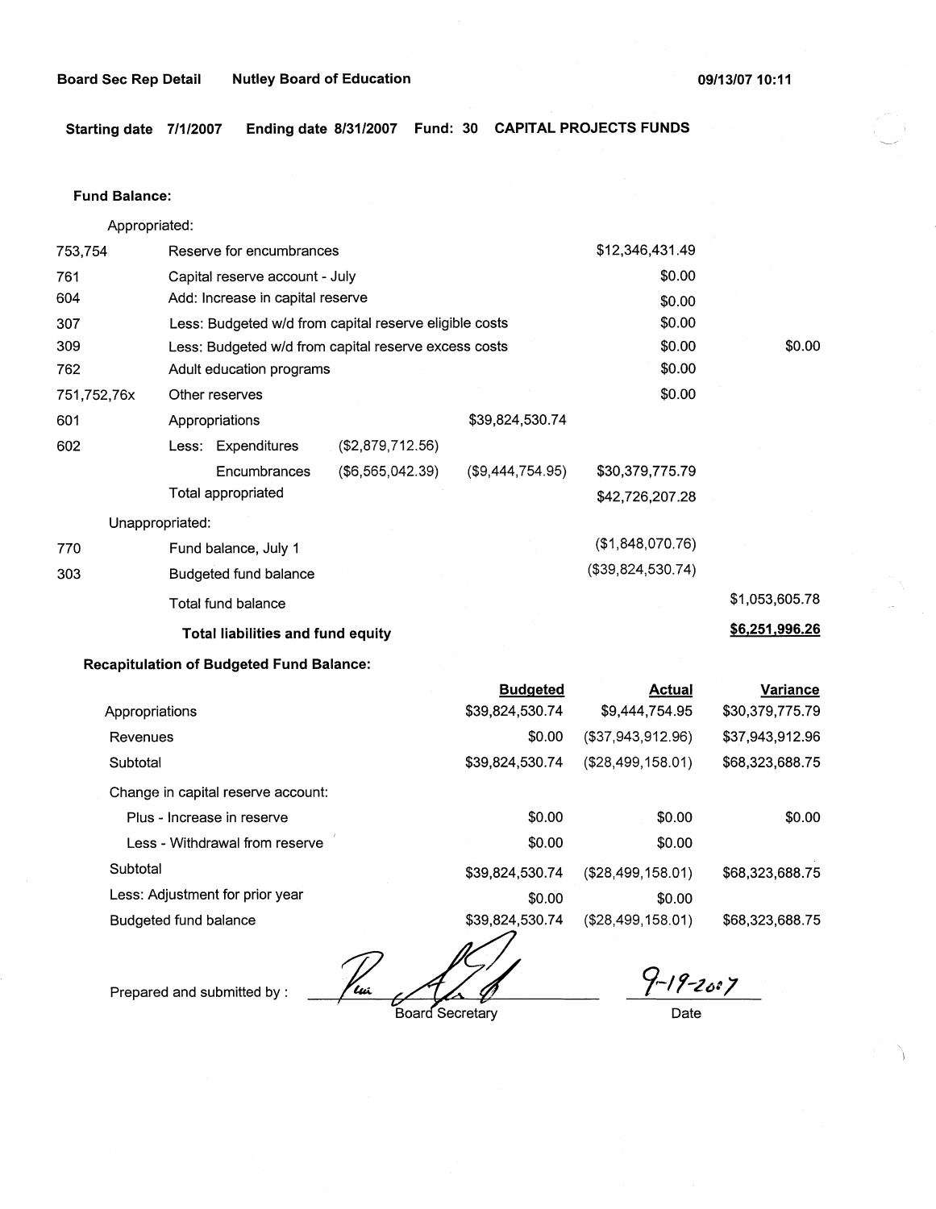**Board Sec Rep Detail** **Nutley Board of Education** **09/13/07 10:11**

**Starting date 7/1/2007** **Ending date 8/31/2007** **Fund: 30** **CAPITAL PROJECTS FUNDS**

**Fund Balance:**

| | | | | | |
|---|---|---|---|---|---|
| | Appropriated: | | | | |
| 753,754 | Reserve for encumbrances | | | $12,346,431.49 | |
| 761 | Capital reserve account - July | | | $0.00 | |
| 604 | Add: Increase in capital reserve | | | $0.00 | |
| 307 | Less: Budgeted w/d from capital reserve eligible costs | | | $0.00 | |
| 309 | Less: Budgeted w/d from capital reserve excess costs | | | $0.00 | $0.00 |
| 762 | Adult education programs | | | $0.00 | |
| 751,752,76x | Other reserves | | | $0.00 | |
| 601 | Appropriations | | $39,824,530.74 | | |
| 602 | Less: Expenditures | ($2,879,712.56) | | | |
| | Encumbrances | ($6,565,042.39) | ($9,444,754.95) | $30,379,775.79 | |
| | Total appropriated | | | $42,726,207.28 | |
| | Unappropriated: | | | | |
| 770 | Fund balance, July 1 | | | ($1,848,070.76) | |
| 303 | Budgeted fund balance | | | ($39,824,530.74) | |
| | Total fund balance | | | | $1,053,605.78 |
| | **Total liabilities and fund equity** | | | | **$6,251,996.26** |

**Recapitulation of Budgeted Fund Balance:**

| | Budgeted | Actual | Variance |
|---|---|---|---|
| Appropriations | $39,824,530.74 | $9,444,754.95 | $30,379,775.79 |
| Revenues | $0.00 | ($37,943,912.96) | $37,943,912.96 |
| Subtotal | $39,824,530.74 | ($28,499,158.01) | $68,323,688.75 |
| Change in capital reserve account: | | | |
| Plus - Increase in reserve | $0.00 | $0.00 | $0.00 |
| Less - Withdrawal from reserve | $0.00 | $0.00 | |
| Subtotal | $39,824,530.74 | ($28,499,158.01) | $68,323,688.75 |
| Less: Adjustment for prior year | $0.00 | $0.00 | |
| Budgeted fund balance | $39,824,530.74 | ($28,499,158.01) | $68,323,688.75 |

Prepared and submitted by : _______________ Board Secretary

9-19-2007
Date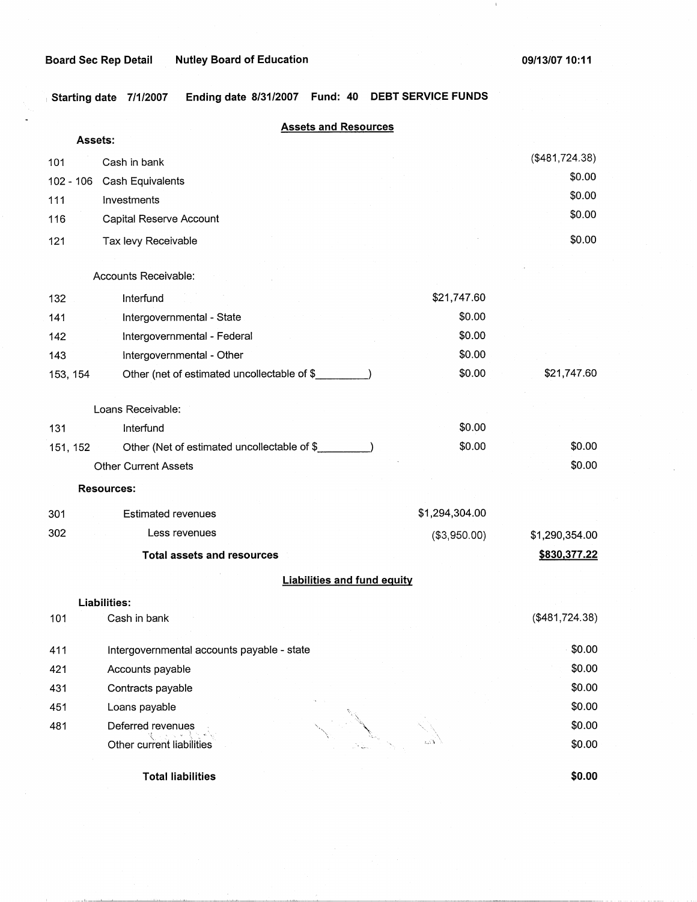Board Sec Rep Detail    Nutley Board of Education    09/13/07 10:11

Starting date 7/1/2007    Ending date 8/31/2007    Fund: 40    DEBT SERVICE FUNDS

## Assets and Resources

**Assets:**

| Code | Description | | Amount |
|---|---|---|---|
| 101 | Cash in bank | | ($481,724.38) |
| 102 - 106 | Cash Equivalents | | $0.00 |
| 111 | Investments | | $0.00 |
| 116 | Capital Reserve Account | | $0.00 |
| 121 | Tax levy Receivable | | $0.00 |
| | Accounts Receivable: | | |
| 132 | Interfund | $21,747.60 | |
| 141 | Intergovernmental - State | $0.00 | |
| 142 | Intergovernmental - Federal | $0.00 | |
| 143 | Intergovernmental - Other | $0.00 | |
| 153, 154 | Other (net of estimated uncollectable of $_________) | $0.00 | $21,747.60 |
| | Loans Receivable: | | |
| 131 | Interfund | $0.00 | |
| 151, 152 | Other (Net of estimated uncollectable of $_________) | $0.00 | $0.00 |
| | Other Current Assets | | $0.00 |
| | **Resources:** | | |
| 301 | Estimated revenues | $1,294,304.00 | |
| 302 | Less revenues | ($3,950.00) | $1,290,354.00 |
| | **Total assets and resources** | | **$830,377.22** |

## Liabilities and fund equity

**Liabilities:**

| Code | Description | Amount |
|---|---|---|
| 101 | Cash in bank | ($481,724.38) |
| 411 | Intergovernmental accounts payable - state | $0.00 |
| 421 | Accounts payable | $0.00 |
| 431 | Contracts payable | $0.00 |
| 451 | Loans payable | $0.00 |
| 481 | Deferred revenues | $0.00 |
| | Other current liabilities | $0.00 |
| | **Total liabilities** | **$0.00** |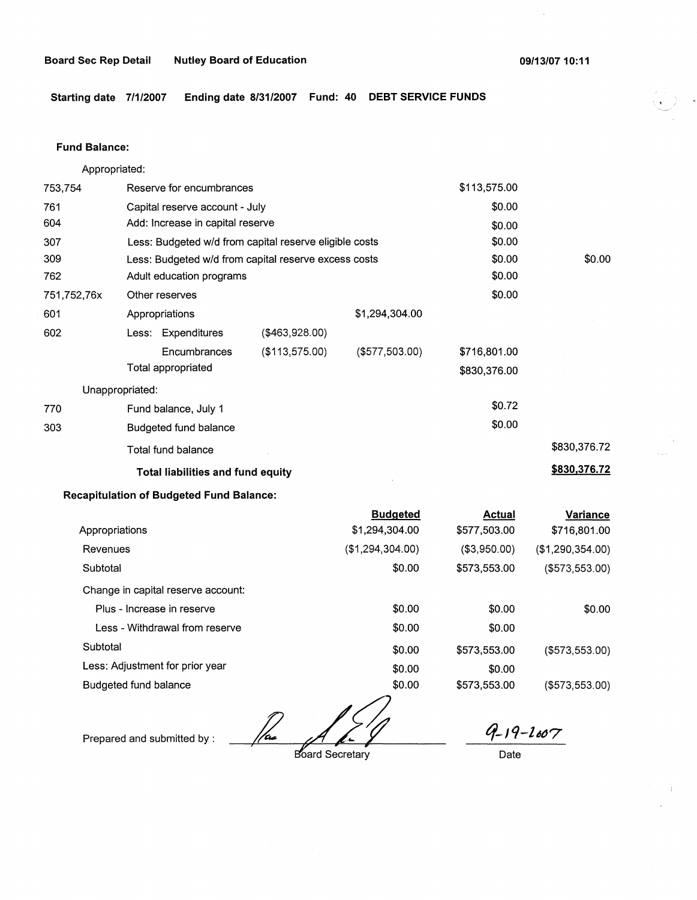**Board Sec Rep Detail** **Nutley Board of Education** **09/13/07 10:11**

**Starting date 7/1/2007** **Ending date 8/31/2007** **Fund: 40** **DEBT SERVICE FUNDS**

**Fund Balance:**

| | | | | | |
|---|---|---|---|---|---|
| | Appropriated: | | | | |
| 753,754 | Reserve for encumbrances | | | $113,575.00 | |
| 761 | Capital reserve account - July | | | $0.00 | |
| 604 | Add: Increase in capital reserve | | | $0.00 | |
| 307 | Less: Budgeted w/d from capital reserve eligible costs | | | $0.00 | |
| 309 | Less: Budgeted w/d from capital reserve excess costs | | | $0.00 | $0.00 |
| 762 | Adult education programs | | | $0.00 | |
| 751,752,76x | Other reserves | | | $0.00 | |
| 601 | Appropriations | | $1,294,304.00 | | |
| 602 | Less: Expenditures | ($463,928.00) | | | |
| | Encumbrances | ($113,575.00) | ($577,503.00) | $716,801.00 | |
| | Total appropriated | | | $830,376.00 | |
| | Unappropriated: | | | | |
| 770 | Fund balance, July 1 | | | $0.72 | |
| 303 | Budgeted fund balance | | | $0.00 | |
| | Total fund balance | | | | $830,376.72 |
| | **Total liabilities and fund equity** | | | | **$830,376.72** |

**Recapitulation of Budgeted Fund Balance:**

| | Budgeted | Actual | Variance |
|---|---|---|---|
| Appropriations | $1,294,304.00 | $577,503.00 | $716,801.00 |
| Revenues | ($1,294,304.00) | ($3,950.00) | ($1,290,354.00) |
| Subtotal | $0.00 | $573,553.00 | ($573,553.00) |
| Change in capital reserve account: | | | |
| Plus - Increase in reserve | $0.00 | $0.00 | $0.00 |
| Less - Withdrawal from reserve | $0.00 | $0.00 | |
| Subtotal | $0.00 | $573,553.00 | ($573,553.00) |
| Less: Adjustment for prior year | $0.00 | $0.00 | |
| Budgeted fund balance | $0.00 | $573,553.00 | ($573,553.00) |

Prepared and submitted by : _______________ Board Secretary

9-19-2007
Date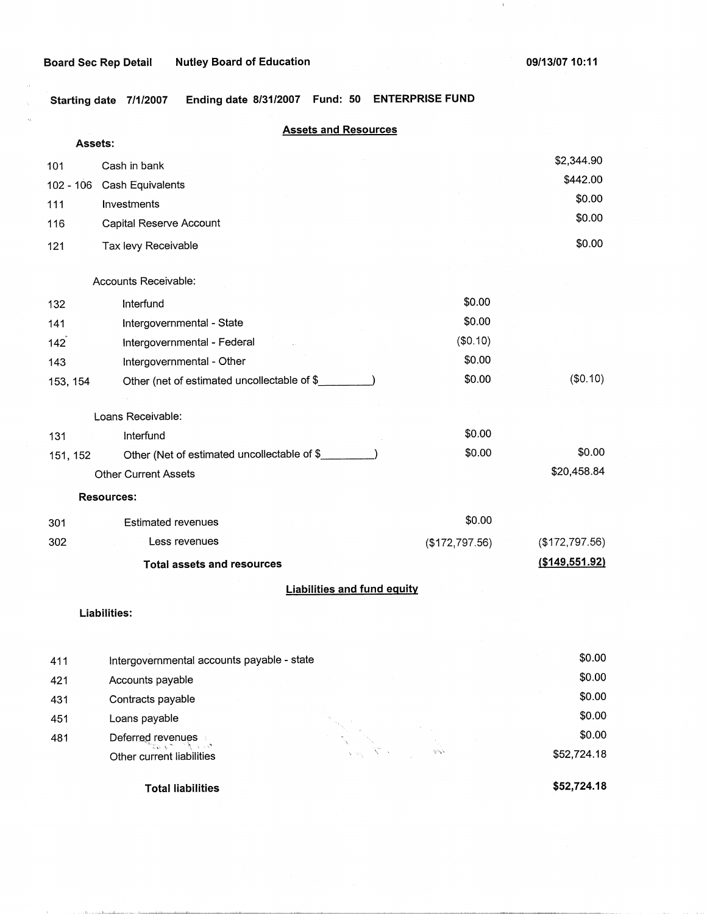Board Sec Rep Detail    Nutley Board of Education    09/13/07 10:11

Starting date 7/1/2007    Ending date 8/31/2007    Fund: 50    ENTERPRISE FUND

## Assets and Resources

**Assets:**

| Code | Description | | Amount |
|---|---|---|---|
| 101 | Cash in bank | | $2,344.90 |
| 102 - 106 | Cash Equivalents | | $442.00 |
| 111 | Investments | | $0.00 |
| 116 | Capital Reserve Account | | $0.00 |
| 121 | Tax levy Receivable | | $0.00 |
| | Accounts Receivable: | | |
| 132 | Interfund | $0.00 | |
| 141 | Intergovernmental - State | $0.00 | |
| 142 | Intergovernmental - Federal | ($0.10) | |
| 143 | Intergovernmental - Other | $0.00 | |
| 153, 154 | Other (net of estimated uncollectable of $_________) | $0.00 | ($0.10) |
| | Loans Receivable: | | |
| 131 | Interfund | $0.00 | |
| 151, 152 | Other (Net of estimated uncollectable of $_________) | $0.00 | $0.00 |
| | Other Current Assets | | $20,458.84 |
| | **Resources:** | | |
| 301 | Estimated revenues | $0.00 | |
| 302 | Less revenues | ($172,797.56) | ($172,797.56) |
| | **Total assets and resources** | | **($149,551.92)** |

## Liabilities and fund equity

**Liabilities:**

| Code | Description | Amount |
|---|---|---|
| 411 | Intergovernmental accounts payable - state | $0.00 |
| 421 | Accounts payable | $0.00 |
| 431 | Contracts payable | $0.00 |
| 451 | Loans payable | $0.00 |
| 481 | Deferred revenues | $0.00 |
| | Other current liabilities | $52,724.18 |
| | **Total liabilities** | **$52,724.18** |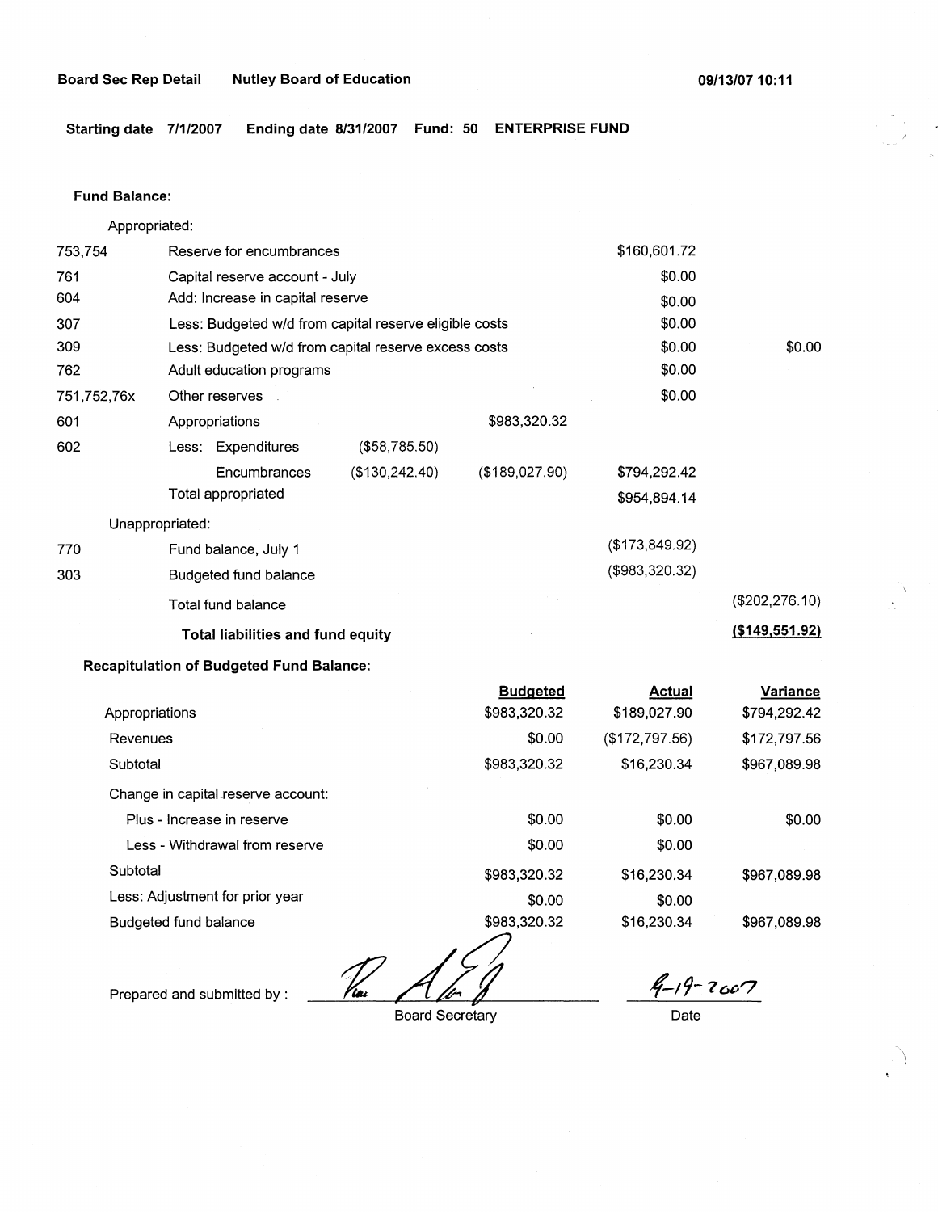**Board Sec Rep Detail** **Nutley Board of Education** **09/13/07 10:11**

**Starting date 7/1/2007** **Ending date 8/31/2007** **Fund: 50** **ENTERPRISE FUND**

**Fund Balance:**

| | | | | | |
|---|---|---|---|---|---|
| | Appropriated: | | | | |
| 753,754 | Reserve for encumbrances | | | $160,601.72 | |
| 761 | Capital reserve account - July | | | $0.00 | |
| 604 | Add: Increase in capital reserve | | | $0.00 | |
| 307 | Less: Budgeted w/d from capital reserve eligible costs | | | $0.00 | |
| 309 | Less: Budgeted w/d from capital reserve excess costs | | | $0.00 | $0.00 |
| 762 | Adult education programs | | | $0.00 | |
| 751,752,76x | Other reserves | | | $0.00 | |
| 601 | Appropriations | | $983,320.32 | | |
| 602 | Less: Expenditures | ($58,785.50) | | | |
| | Encumbrances | ($130,242.40) | ($189,027.90) | $794,292.42 | |
| | Total appropriated | | | $954,894.14 | |
| | Unappropriated: | | | | |
| 770 | Fund balance, July 1 | | | ($173,849.92) | |
| 303 | Budgeted fund balance | | | ($983,320.32) | |
| | Total fund balance | | | | ($202,276.10) |
| | **Total liabilities and fund equity** | | | | **($149,551.92)** |

**Recapitulation of Budgeted Fund Balance:**

| | Budgeted | Actual | Variance |
|---|---|---|---|
| Appropriations | $983,320.32 | $189,027.90 | $794,292.42 |
| Revenues | $0.00 | ($172,797.56) | $172,797.56 |
| Subtotal | $983,320.32 | $16,230.34 | $967,089.98 |
| Change in capital reserve account: | | | |
| Plus - Increase in reserve | $0.00 | $0.00 | $0.00 |
| Less - Withdrawal from reserve | $0.00 | $0.00 | |
| Subtotal | $983,320.32 | $16,230.34 | $967,089.98 |
| Less: Adjustment for prior year | $0.00 | $0.00 | |
| Budgeted fund balance | $983,320.32 | $16,230.34 | $967,089.98 |

Prepared and submitted by : _______________ Board Secretary

9-19-2007 Date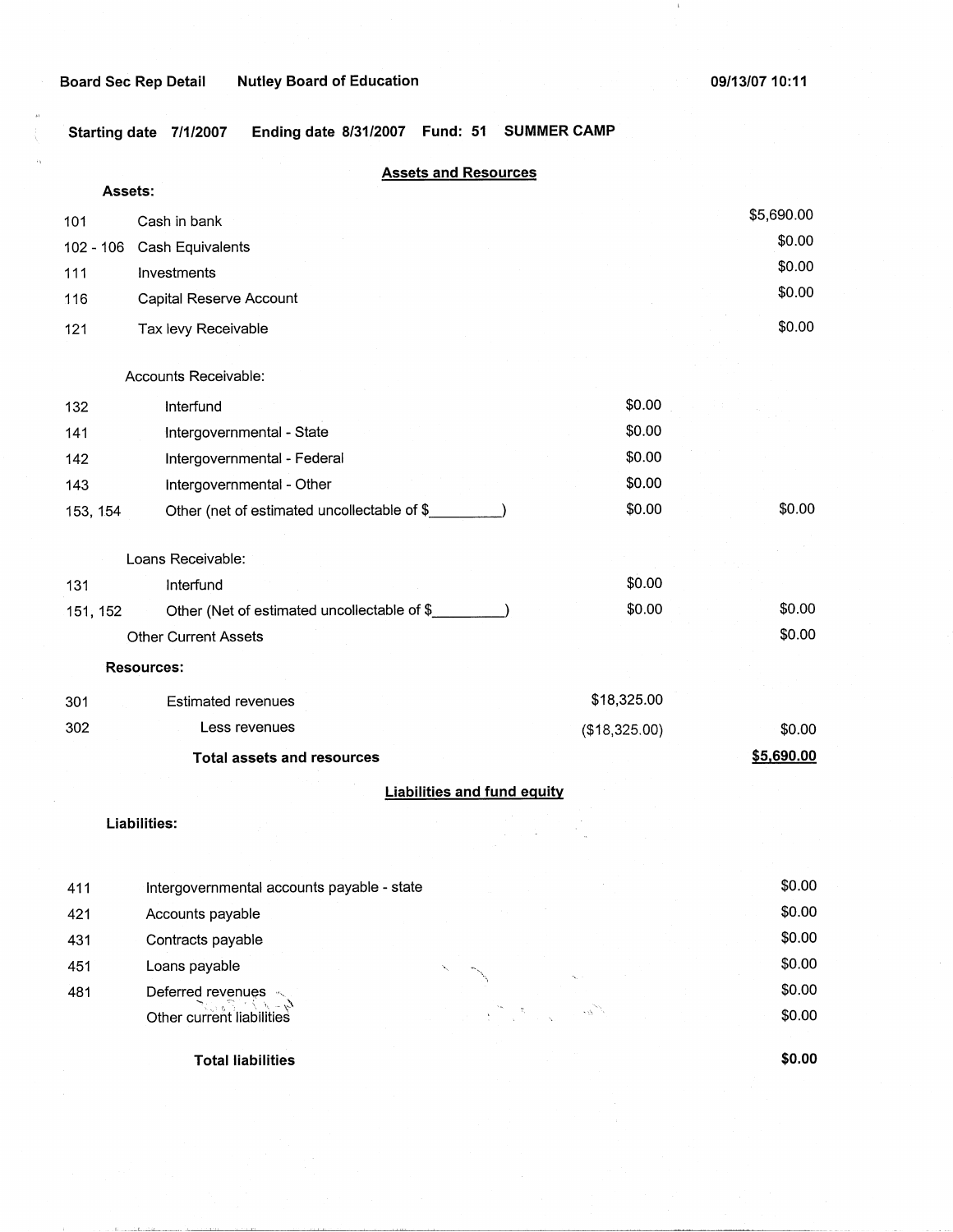**Board Sec Rep Detail** **Nutley Board of Education** **09/13/07 10:11**

**Starting date 7/1/2007** **Ending date 8/31/2007** **Fund: 51** **SUMMER CAMP**

## Assets and Resources

**Assets:**

| Code | Description | | Amount |
|---|---|---|---|
| 101 | Cash in bank | | $5,690.00 |
| 102 - 106 | Cash Equivalents | | $0.00 |
| 111 | Investments | | $0.00 |
| 116 | Capital Reserve Account | | $0.00 |
| 121 | Tax levy Receivable | | $0.00 |
| | Accounts Receivable: | | |
| 132 | Interfund | $0.00 | |
| 141 | Intergovernmental - State | $0.00 | |
| 142 | Intergovernmental - Federal | $0.00 | |
| 143 | Intergovernmental - Other | $0.00 | |
| 153, 154 | Other (net of estimated uncollectable of $_________) | $0.00 | $0.00 |
| | Loans Receivable: | | |
| 131 | Interfund | $0.00 | |
| 151, 152 | Other (Net of estimated uncollectable of $_________) | $0.00 | $0.00 |
| | Other Current Assets | | $0.00 |
| | **Resources:** | | |
| 301 | Estimated revenues | $18,325.00 | |
| 302 | Less revenues | ($18,325.00) | $0.00 |
| | **Total assets and resources** | | **$5,690.00** |

## Liabilities and fund equity

**Liabilities:**

| Code | Description | Amount |
|---|---|---|
| 411 | Intergovernmental accounts payable - state | $0.00 |
| 421 | Accounts payable | $0.00 |
| 431 | Contracts payable | $0.00 |
| 451 | Loans payable | $0.00 |
| 481 | Deferred revenues | $0.00 |
| | Other current liabilities | $0.00 |
| | **Total liabilities** | **$0.00** |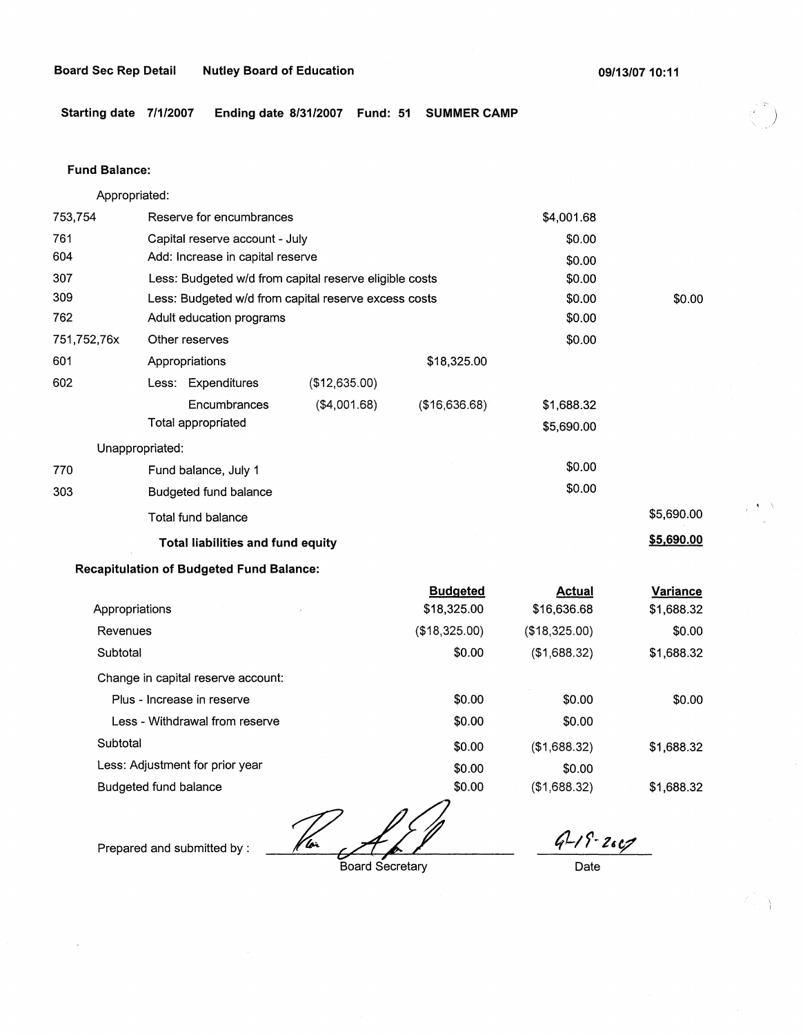**Board Sec Rep Detail** **Nutley Board of Education** **09/13/07 10:11**

**Starting date 7/1/2007** **Ending date 8/31/2007** **Fund: 51** **SUMMER CAMP**

**Fund Balance:**

| | | | | | |
|---|---|---|---|---|---|
| | Appropriated: | | | | |
| 753,754 | Reserve for encumbrances | | | $4,001.68 | |
| 761 | Capital reserve account - July | | | $0.00 | |
| 604 | Add: Increase in capital reserve | | | $0.00 | |
| 307 | Less: Budgeted w/d from capital reserve eligible costs | | | $0.00 | |
| 309 | Less: Budgeted w/d from capital reserve excess costs | | | $0.00 | $0.00 |
| 762 | Adult education programs | | | $0.00 | |
| 751,752,76x | Other reserves | | | $0.00 | |
| 601 | Appropriations | | $18,325.00 | | |
| 602 | Less: Expenditures | ($12,635.00) | | | |
| | Encumbrances | ($4,001.68) | ($16,636.68) | $1,688.32 | |
| | Total appropriated | | | $5,690.00 | |
| | Unappropriated: | | | | |
| 770 | Fund balance, July 1 | | | $0.00 | |
| 303 | Budgeted fund balance | | | $0.00 | |
| | Total fund balance | | | | $5,690.00 |
| | **Total liabilities and fund equity** | | | | **$5,690.00** |

**Recapitulation of Budgeted Fund Balance:**

| | Budgeted | Actual | Variance |
|---|---|---|---|
| Appropriations | $18,325.00 | $16,636.68 | $1,688.32 |
| Revenues | ($18,325.00) | ($18,325.00) | $0.00 |
| Subtotal | $0.00 | ($1,688.32) | $1,688.32 |
| Change in capital reserve account: | | | |
| Plus - Increase in reserve | $0.00 | $0.00 | $0.00 |
| Less - Withdrawal from reserve | $0.00 | $0.00 | |
| Subtotal | $0.00 | ($1,688.32) | $1,688.32 |
| Less: Adjustment for prior year | $0.00 | $0.00 | |
| Budgeted fund balance | $0.00 | ($1,688.32) | $1,688.32 |

Prepared and submitted by : _______________ Board Secretary

9-19-2007
Date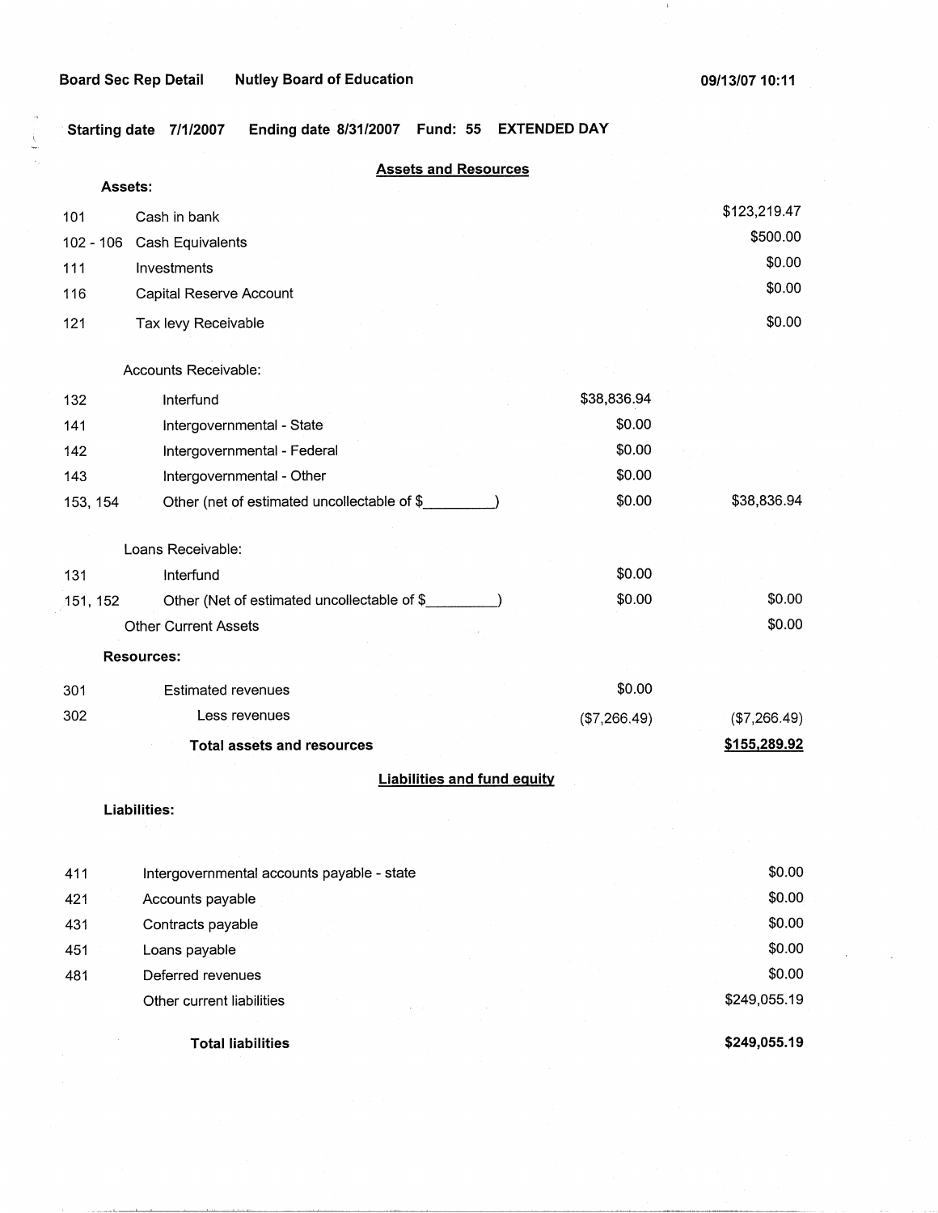Board Sec Rep Detail    Nutley Board of Education    09/13/07 10:11

**Starting date 7/1/2007    Ending date 8/31/2007    Fund: 55    EXTENDED DAY**

## Assets and Resources

**Assets:**

| | | | |
|---|---|---|---|
| 101 | Cash in bank | | $123,219.47 |
| 102 - 106 | Cash Equivalents | | $500.00 |
| 111 | Investments | | $0.00 |
| 116 | Capital Reserve Account | | $0.00 |
| 121 | Tax levy Receivable | | $0.00 |
| | Accounts Receivable: | | |
| 132 | Interfund | $38,836.94 | |
| 141 | Intergovernmental - State | $0.00 | |
| 142 | Intergovernmental - Federal | $0.00 | |
| 143 | Intergovernmental - Other | $0.00 | |
| 153, 154 | Other (net of estimated uncollectable of $_________) | $0.00 | $38,836.94 |
| | Loans Receivable: | | |
| 131 | Interfund | $0.00 | |
| 151, 152 | Other (Net of estimated uncollectable of $_________) | $0.00 | $0.00 |
| | Other Current Assets | | $0.00 |
| | **Resources:** | | |
| 301 | Estimated revenues | $0.00 | |
| 302 | Less revenues | ($7,266.49) | ($7,266.49) |
| | **Total assets and resources** | | **$155,289.92** |

## Liabilities and fund equity

**Liabilities:**

| | | |
|---|---|---|
| 411 | Intergovernmental accounts payable - state | $0.00 |
| 421 | Accounts payable | $0.00 |
| 431 | Contracts payable | $0.00 |
| 451 | Loans payable | $0.00 |
| 481 | Deferred revenues | $0.00 |
| | Other current liabilities | $249,055.19 |
| | **Total liabilities** | **$249,055.19** |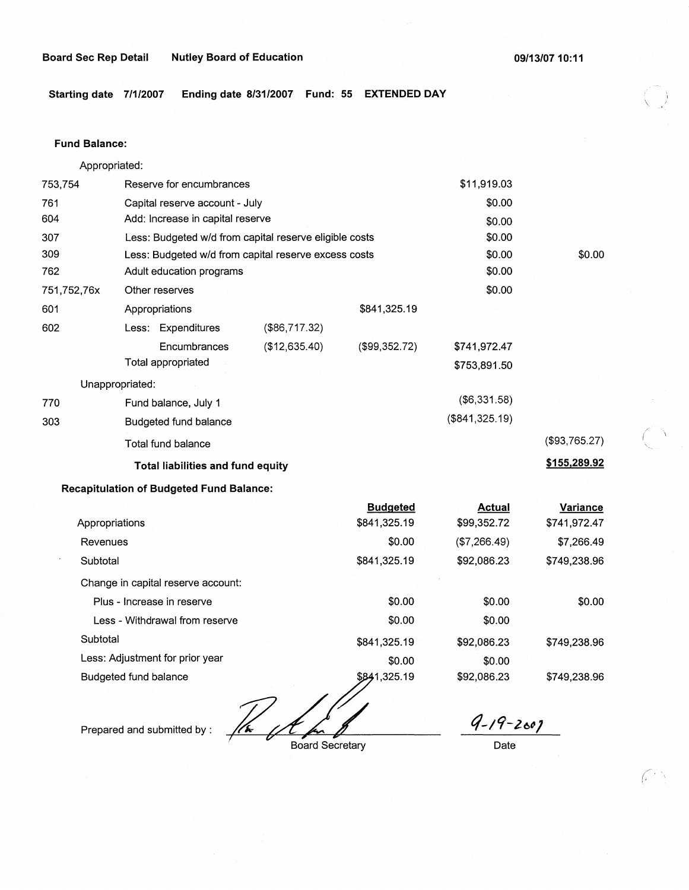**Board Sec Rep Detail** **Nutley Board of Education** **09/13/07 10:11**

**Starting date 7/1/2007** **Ending date 8/31/2007** **Fund: 55** **EXTENDED DAY**

**Fund Balance:**

| | | | | | |
|---|---|---|---|---|---|
| | Appropriated: | | | | |
| 753,754 | Reserve for encumbrances | | | $11,919.03 | |
| 761 | Capital reserve account - July | | | $0.00 | |
| 604 | Add: Increase in capital reserve | | | $0.00 | |
| 307 | Less: Budgeted w/d from capital reserve eligible costs | | | $0.00 | |
| 309 | Less: Budgeted w/d from capital reserve excess costs | | | $0.00 | $0.00 |
| 762 | Adult education programs | | | $0.00 | |
| 751,752,76x | Other reserves | | | $0.00 | |
| 601 | Appropriations | | $841,325.19 | | |
| 602 | Less: Expenditures | ($86,717.32) | | | |
| | Encumbrances | ($12,635.40) | ($99,352.72) | $741,972.47 | |
| | Total appropriated | | | $753,891.50 | |
| | Unappropriated: | | | | |
| 770 | Fund balance, July 1 | | | ($6,331.58) | |
| 303 | Budgeted fund balance | | | ($841,325.19) | |
| | Total fund balance | | | | ($93,765.27) |
| | **Total liabilities and fund equity** | | | | **$155,289.92** |

**Recapitulation of Budgeted Fund Balance:**

| | Budgeted | Actual | Variance |
|---|---|---|---|
| Appropriations | $841,325.19 | $99,352.72 | $741,972.47 |
| Revenues | $0.00 | ($7,266.49) | $7,266.49 |
| Subtotal | $841,325.19 | $92,086.23 | $749,238.96 |
| Change in capital reserve account: | | | |
| Plus - Increase in reserve | $0.00 | $0.00 | $0.00 |
| Less - Withdrawal from reserve | $0.00 | $0.00 | |
| Subtotal | $841,325.19 | $92,086.23 | $749,238.96 |
| Less: Adjustment for prior year | $0.00 | $0.00 | |
| Budgeted fund balance | $841,325.19 | $92,086.23 | $749,238.96 |

Prepared and submitted by : ____________________ Board Secretary

9-19-2007
Date